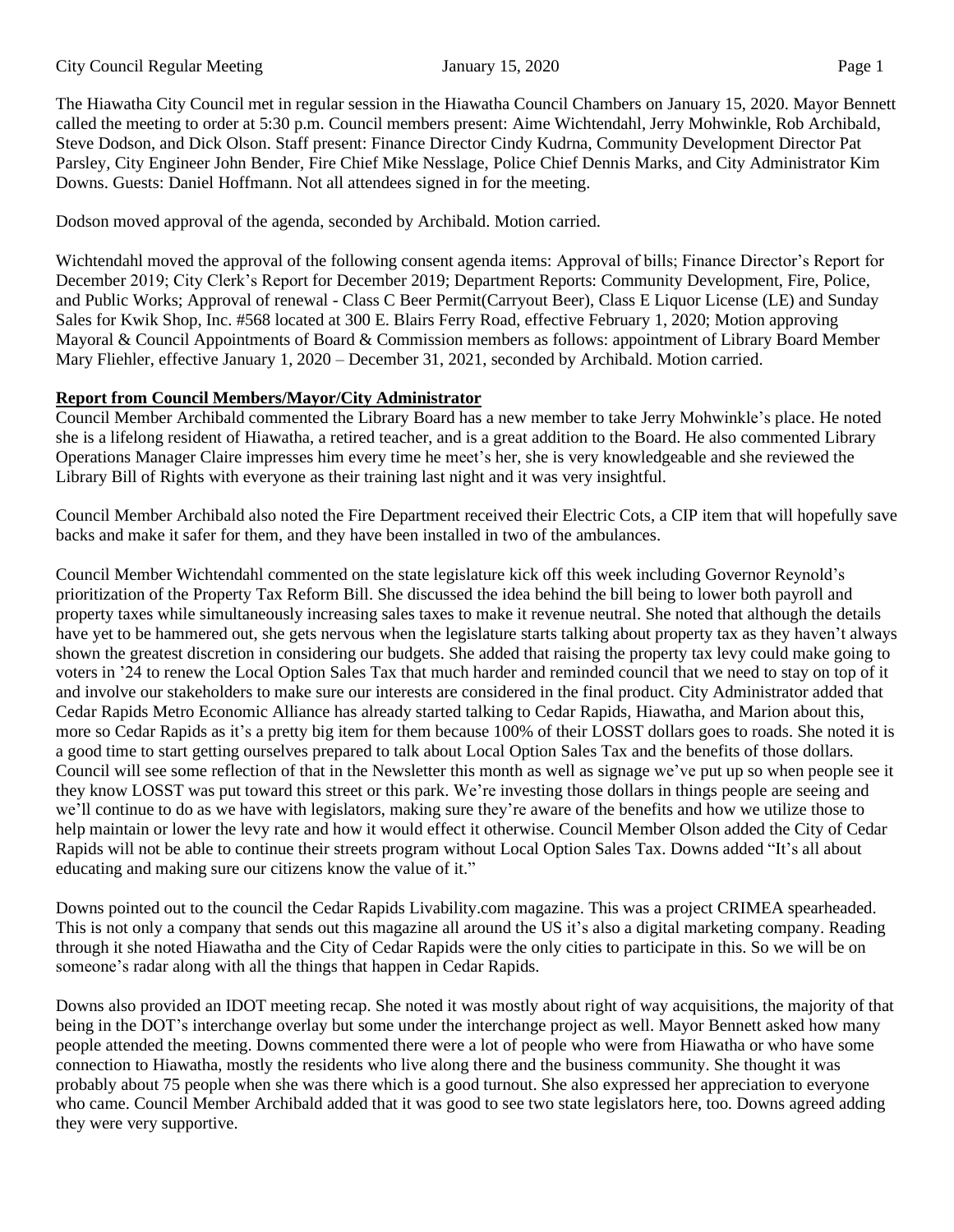The Hiawatha City Council met in regular session in the Hiawatha Council Chambers on January 15, 2020. Mayor Bennett called the meeting to order at 5:30 p.m. Council members present: Aime Wichtendahl, Jerry Mohwinkle, Rob Archibald, Steve Dodson, and Dick Olson. Staff present: Finance Director Cindy Kudrna, Community Development Director Pat Parsley, City Engineer John Bender, Fire Chief Mike Nesslage, Police Chief Dennis Marks, and City Administrator Kim Downs. Guests: Daniel Hoffmann. Not all attendees signed in for the meeting.

Dodson moved approval of the agenda, seconded by Archibald. Motion carried.

Wichtendahl moved the approval of the following consent agenda items: Approval of bills; Finance Director's Report for December 2019; City Clerk's Report for December 2019; Department Reports: Community Development, Fire, Police, and Public Works; Approval of renewal - Class C Beer Permit(Carryout Beer), Class E Liquor License (LE) and Sunday Sales for Kwik Shop, Inc. #568 located at 300 E. Blairs Ferry Road, effective February 1, 2020; Motion approving Mayoral & Council Appointments of Board & Commission members as follows: appointment of Library Board Member Mary Fliehler, effective January 1, 2020 – December 31, 2021, seconded by Archibald. Motion carried.

**Report from Council Members/Mayor/City Administrator**

Council Member Archibald commented the Library Board has a new member to take Jerry Mohwinkle's place. He noted she is a lifelong resident of Hiawatha, a retired teacher, and is a great addition to the Board. He also commented Library Operations Manager Claire impresses him every time he meet's her, she is very knowledgeable and she reviewed the Library Bill of Rights with everyone as their training last night and it was very insightful.

Council Member Archibald also noted the Fire Department received their Electric Cots, a CIP item that will hopefully save backs and make it safer for them, and they have been installed in two of the ambulances.

Council Member Wichtendahl commented on the state legislature kick off this week including Governor Reynold's prioritization of the Property Tax Reform Bill. She discussed the idea behind the bill being to lower both payroll and property taxes while simultaneously increasing sales taxes to make it revenue neutral. She noted that although the details have yet to be hammered out, she gets nervous when the legislature starts talking about property tax as they haven't always shown the greatest discretion in considering our budgets. She added that raising the property tax levy could make going to voters in '24 to renew the Local Option Sales Tax that much harder and reminded council that we need to stay on top of it and involve our stakeholders to make sure our interests are considered in the final product. City Administrator added that Cedar Rapids Metro Economic Alliance has already started talking to Cedar Rapids, Hiawatha, and Marion about this, more so Cedar Rapids as it's a pretty big item for them because 100% of their LOSST dollars goes to roads. She noted it is a good time to start getting ourselves prepared to talk about Local Option Sales Tax and the benefits of those dollars. Council will see some reflection of that in the Newsletter this month as well as signage we've put up so when people see it they know LOSST was put toward this street or this park. We're investing those dollars in things people are seeing and we'll continue to do as we have with legislators, making sure they're aware of the benefits and how we utilize those to help maintain or lower the levy rate and how it would effect it otherwise. Council Member Olson added the City of Cedar Rapids will not be able to continue their streets program without Local Option Sales Tax. Downs added "It's all about educating and making sure our citizens know the value of it."

Downs pointed out to the council the Cedar Rapids Livability.com magazine. This was a project CRIMEA spearheaded. This is not only a company that sends out this magazine all around the US it's also a digital marketing company. Reading through it she noted Hiawatha and the City of Cedar Rapids were the only cities to participate in this. So we will be on someone's radar along with all the things that happen in Cedar Rapids.

Downs also provided an IDOT meeting recap. She noted it was mostly about right of way acquisitions, the majority of that being in the DOT's interchange overlay but some under the interchange project as well. Mayor Bennett asked how many people attended the meeting. Downs commented there were a lot of people who were from Hiawatha or who have some connection to Hiawatha, mostly the residents who live along there and the business community. She thought it was probably about 75 people when she was there which is a good turnout. She also expressed her appreciation to everyone who came. Council Member Archibald added that it was good to see two state legislators here, too. Downs agreed adding they were very supportive.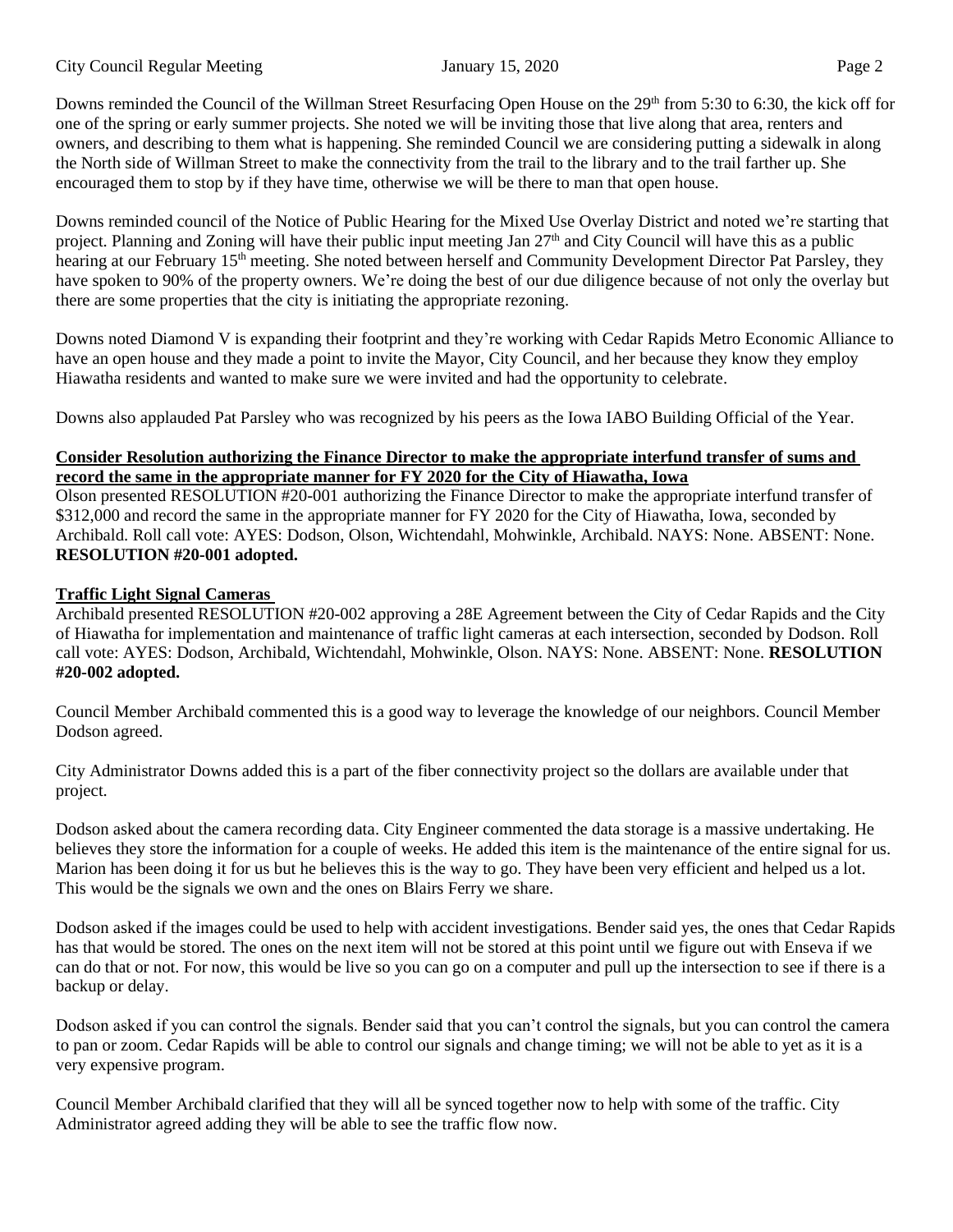Downs reminded the Council of the Willman Street Resurfacing Open House on the 29th from 5:30 to 6:30, the kick off for one of the spring or early summer projects. She noted we will be inviting those that live along that area, renters and owners, and describing to them what is happening. She reminded Council we are considering putting a sidewalk in along the North side of Willman Street to make the connectivity from the trail to the library and to the trail farther up. She encouraged them to stop by if they have time, otherwise we will be there to man that open house.

Downs reminded council of the Notice of Public Hearing for the Mixed Use Overlay District and noted we're starting that project. Planning and Zoning will have their public input meeting Jan 27th and City Council will have this as a public hearing at our February 15th meeting. She noted between herself and Community Development Director Pat Parsley, they have spoken to 90% of the property owners. We're doing the best of our due diligence because of not only the overlay but there are some properties that the city is initiating the appropriate rezoning.

Downs noted Diamond V is expanding their footprint and they're working with Cedar Rapids Metro Economic Alliance to have an open house and they made a point to invite the Mayor, City Council, and her because they know they employ Hiawatha residents and wanted to make sure we were invited and had the opportunity to celebrate.

Downs also applauded Pat Parsley who was recognized by his peers as the Iowa IABO Building Official of the Year.

**Consider Resolution authorizing the Finance Director to make the appropriate interfund transfer of sums and record the same in the appropriate manner for FY 2020 for the City of Hiawatha, Iowa**

Olson presented RESOLUTION #20-001 authorizing the Finance Director to make the appropriate interfund transfer of $312,000 and record the same in the appropriate manner for FY 2020 for the City of Hiawatha, Iowa, seconded by Archibald. Roll call vote: AYES: Dodson, Olson, Wichtendahl, Mohwinkle, Archibald. NAYS: None. ABSENT: None. **RESOLUTION #20-001 adopted.**

**Traffic Light Signal Cameras**

Archibald presented RESOLUTION #20-002 approving a 28E Agreement between the City of Cedar Rapids and the City of Hiawatha for implementation and maintenance of traffic light cameras at each intersection, seconded by Dodson. Roll call vote: AYES: Dodson, Archibald, Wichtendahl, Mohwinkle, Olson. NAYS: None. ABSENT: None. **RESOLUTION #20-002 adopted.**

Council Member Archibald commented this is a good way to leverage the knowledge of our neighbors. Council Member Dodson agreed.

City Administrator Downs added this is a part of the fiber connectivity project so the dollars are available under that project.

Dodson asked about the camera recording data. City Engineer commented the data storage is a massive undertaking. He believes they store the information for a couple of weeks. He added this item is the maintenance of the entire signal for us. Marion has been doing it for us but he believes this is the way to go. They have been very efficient and helped us a lot. This would be the signals we own and the ones on Blairs Ferry we share.

Dodson asked if the images could be used to help with accident investigations. Bender said yes, the ones that Cedar Rapids has that would be stored. The ones on the next item will not be stored at this point until we figure out with Enseva if we can do that or not. For now, this would be live so you can go on a computer and pull up the intersection to see if there is a backup or delay.

Dodson asked if you can control the signals. Bender said that you can't control the signals, but you can control the camera to pan or zoom. Cedar Rapids will be able to control our signals and change timing; we will not be able to yet as it is a very expensive program.

Council Member Archibald clarified that they will all be synced together now to help with some of the traffic. City Administrator agreed adding they will be able to see the traffic flow now.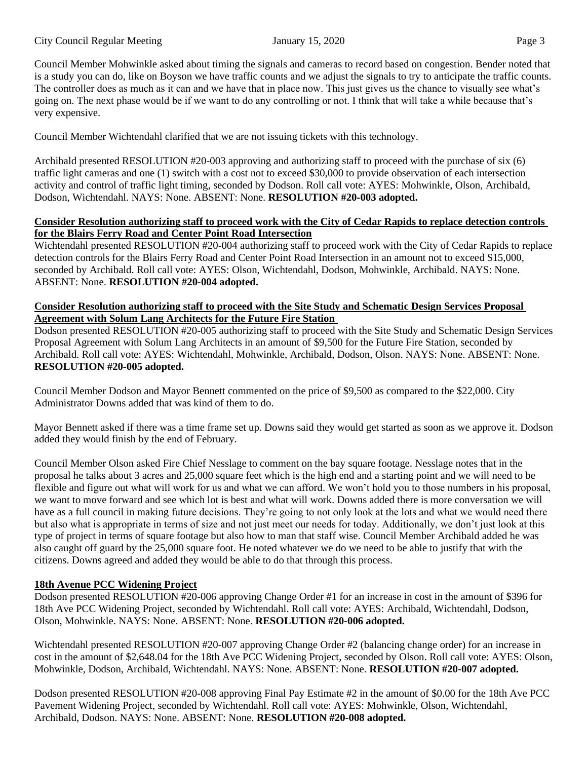Council Member Mohwinkle asked about timing the signals and cameras to record based on congestion. Bender noted that is a study you can do, like on Boyson we have traffic counts and we adjust the signals to try to anticipate the traffic counts. The controller does as much as it can and we have that in place now. This just gives us the chance to visually see what's going on. The next phase would be if we want to do any controlling or not. I think that will take a while because that's very expensive.

Council Member Wichtendahl clarified that we are not issuing tickets with this technology.

Archibald presented RESOLUTION #20-003 approving and authorizing staff to proceed with the purchase of six (6) traffic light cameras and one (1) switch with a cost not to exceed $30,000 to provide observation of each intersection activity and control of traffic light timing, seconded by Dodson. Roll call vote: AYES: Mohwinkle, Olson, Archibald, Dodson, Wichtendahl. NAYS: None. ABSENT: None. **RESOLUTION #20-003 adopted.**

**Consider Resolution authorizing staff to proceed work with the City of Cedar Rapids to replace detection controls for the Blairs Ferry Road and Center Point Road Intersection**

Wichtendahl presented RESOLUTION #20-004 authorizing staff to proceed work with the City of Cedar Rapids to replace detection controls for the Blairs Ferry Road and Center Point Road Intersection in an amount not to exceed $15,000, seconded by Archibald. Roll call vote: AYES: Olson, Wichtendahl, Dodson, Mohwinkle, Archibald. NAYS: None. ABSENT: None. **RESOLUTION #20-004 adopted.**

**Consider Resolution authorizing staff to proceed with the Site Study and Schematic Design Services Proposal Agreement with Solum Lang Architects for the Future Fire Station**

Dodson presented RESOLUTION #20-005 authorizing staff to proceed with the Site Study and Schematic Design Services Proposal Agreement with Solum Lang Architects in an amount of $9,500 for the Future Fire Station, seconded by Archibald. Roll call vote: AYES: Wichtendahl, Mohwinkle, Archibald, Dodson, Olson. NAYS: None. ABSENT: None. **RESOLUTION #20-005 adopted.**

Council Member Dodson and Mayor Bennett commented on the price of $9,500 as compared to the $22,000. City Administrator Downs added that was kind of them to do.

Mayor Bennett asked if there was a time frame set up. Downs said they would get started as soon as we approve it. Dodson added they would finish by the end of February.

Council Member Olson asked Fire Chief Nesslage to comment on the bay square footage. Nesslage notes that in the proposal he talks about 3 acres and 25,000 square feet which is the high end and a starting point and we will need to be flexible and figure out what will work for us and what we can afford. We won't hold you to those numbers in his proposal, we want to move forward and see which lot is best and what will work. Downs added there is more conversation we will have as a full council in making future decisions. They're going to not only look at the lots and what we would need there but also what is appropriate in terms of size and not just meet our needs for today. Additionally, we don't just look at this type of project in terms of square footage but also how to man that staff wise. Council Member Archibald added he was also caught off guard by the 25,000 square foot. He noted whatever we do we need to be able to justify that with the citizens. Downs agreed and added they would be able to do that through this process.

**18th Avenue PCC Widening Project**

Dodson presented RESOLUTION #20-006 approving Change Order #1 for an increase in cost in the amount of $396 for 18th Ave PCC Widening Project, seconded by Wichtendahl. Roll call vote: AYES: Archibald, Wichtendahl, Dodson, Olson, Mohwinkle. NAYS: None. ABSENT: None. **RESOLUTION #20-006 adopted.**

Wichtendahl presented RESOLUTION #20-007 approving Change Order #2 (balancing change order) for an increase in cost in the amount of $2,648.04 for the 18th Ave PCC Widening Project, seconded by Olson. Roll call vote: AYES: Olson, Mohwinkle, Dodson, Archibald, Wichtendahl. NAYS: None. ABSENT: None. **RESOLUTION #20-007 adopted.**

Dodson presented RESOLUTION #20-008 approving Final Pay Estimate #2 in the amount of $0.00 for the 18th Ave PCC Pavement Widening Project, seconded by Wichtendahl. Roll call vote: AYES: Mohwinkle, Olson, Wichtendahl, Archibald, Dodson. NAYS: None. ABSENT: None. **RESOLUTION #20-008 adopted.**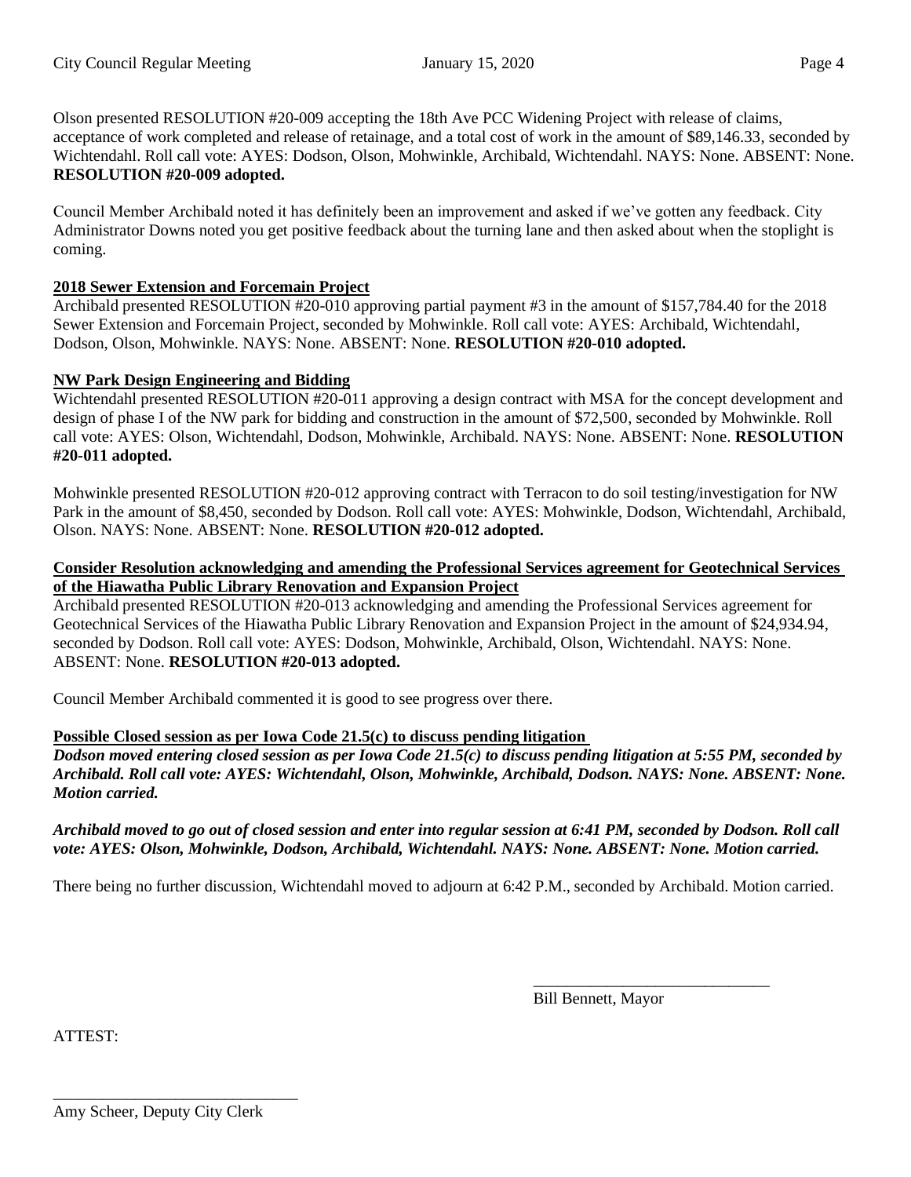Olson presented RESOLUTION #20-009 accepting the 18th Ave PCC Widening Project with release of claims, acceptance of work completed and release of retainage, and a total cost of work in the amount of $89,146.33, seconded by Wichtendahl. Roll call vote: AYES: Dodson, Olson, Mohwinkle, Archibald, Wichtendahl. NAYS: None. ABSENT: None. **RESOLUTION #20-009 adopted.**

Council Member Archibald noted it has definitely been an improvement and asked if we've gotten any feedback. City Administrator Downs noted you get positive feedback about the turning lane and then asked about when the stoplight is coming.

**2018 Sewer Extension and Forcemain Project**

Archibald presented RESOLUTION #20-010 approving partial payment #3 in the amount of $157,784.40 for the 2018 Sewer Extension and Forcemain Project, seconded by Mohwinkle. Roll call vote: AYES: Archibald, Wichtendahl, Dodson, Olson, Mohwinkle. NAYS: None. ABSENT: None. **RESOLUTION #20-010 adopted.**

**NW Park Design Engineering and Bidding**

Wichtendahl presented RESOLUTION #20-011 approving a design contract with MSA for the concept development and design of phase I of the NW park for bidding and construction in the amount of $72,500, seconded by Mohwinkle. Roll call vote: AYES: Olson, Wichtendahl, Dodson, Mohwinkle, Archibald. NAYS: None. ABSENT: None. **RESOLUTION #20-011 adopted.**

Mohwinkle presented RESOLUTION #20-012 approving contract with Terracon to do soil testing/investigation for NW Park in the amount of $8,450, seconded by Dodson. Roll call vote: AYES: Mohwinkle, Dodson, Wichtendahl, Archibald, Olson. NAYS: None. ABSENT: None. **RESOLUTION #20-012 adopted.**

**Consider Resolution acknowledging and amending the Professional Services agreement for Geotechnical Services of the Hiawatha Public Library Renovation and Expansion Project**

Archibald presented RESOLUTION #20-013 acknowledging and amending the Professional Services agreement for Geotechnical Services of the Hiawatha Public Library Renovation and Expansion Project in the amount of $24,934.94, seconded by Dodson. Roll call vote: AYES: Dodson, Mohwinkle, Archibald, Olson, Wichtendahl. NAYS: None. ABSENT: None. **RESOLUTION #20-013 adopted.**

Council Member Archibald commented it is good to see progress over there.

**Possible Closed session as per Iowa Code 21.5(c) to discuss pending litigation**

***Dodson moved entering closed session as per Iowa Code 21.5(c) to discuss pending litigation at 5:55 PM, seconded by Archibald. Roll call vote: AYES: Wichtendahl, Olson, Mohwinkle, Archibald, Dodson. NAYS: None. ABSENT: None. Motion carried.***

***Archibald moved to go out of closed session and enter into regular session at 6:41 PM, seconded by Dodson. Roll call vote: AYES: Olson, Mohwinkle, Dodson, Archibald, Wichtendahl. NAYS: None. ABSENT: None. Motion carried.***

There being no further discussion, Wichtendahl moved to adjourn at 6:42 P.M., seconded by Archibald. Motion carried.

\_\_\_\_\_\_\_\_\_\_\_\_\_\_\_\_\_\_\_\_\_\_\_\_\_\_\_\_\_\_

Bill Bennett, Mayor

ATTEST:

\_\_\_\_\_\_\_\_\_\_\_\_\_\_\_\_\_\_\_\_\_\_\_\_\_\_\_\_\_\_

Amy Scheer, Deputy City Clerk